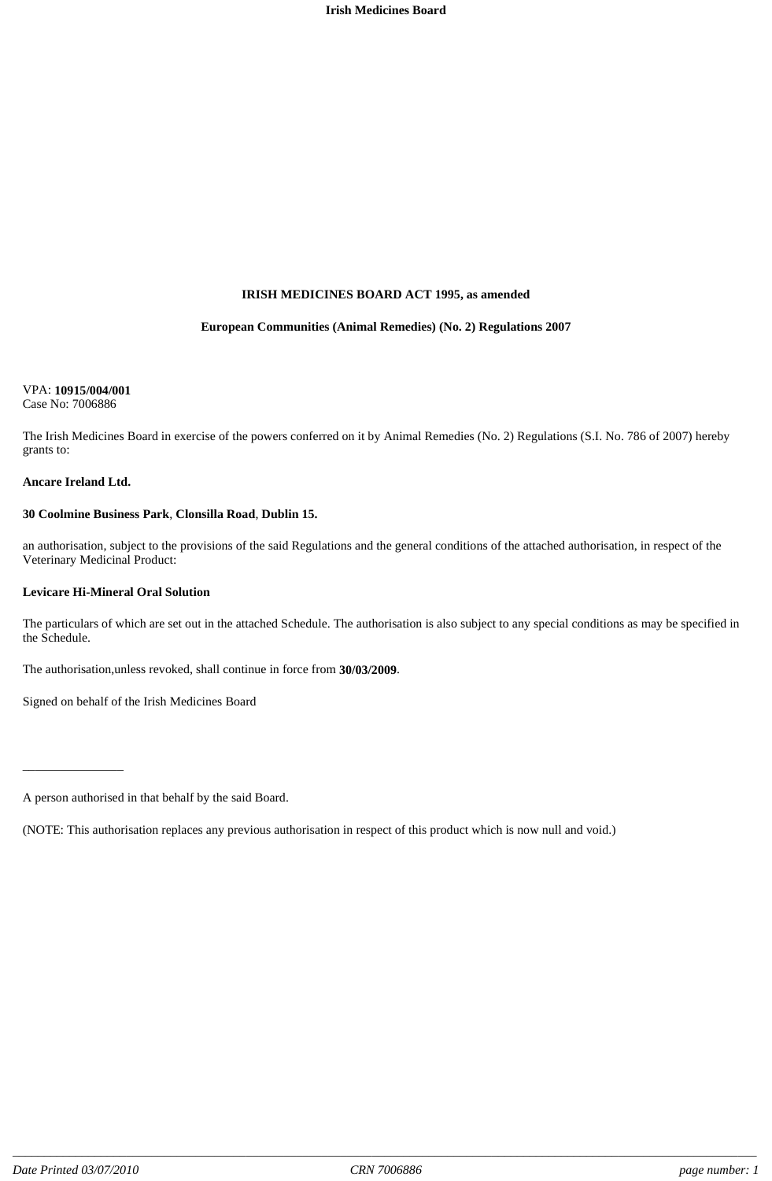**IRISH MEDICINES BOARD ACT 1995, as amended**

**European Communities (Animal Remedies) (No. 2) Regulations 2007**

VPA: **10915/004/001**
Case No: 7006886

The Irish Medicines Board in exercise of the powers conferred on it by Animal Remedies (No. 2) Regulations (S.I. No. 786 of 2007) hereby grants to:

**Ancare Ireland Ltd.**

**30 Coolmine Business Park**, **Clonsilla Road**, **Dublin 15.**

an authorisation, subject to the provisions of the said Regulations and the general conditions of the attached authorisation, in respect of the Veterinary Medicinal Product:

**Levicare Hi-Mineral Oral Solution**

The particulars of which are set out in the attached Schedule. The authorisation is also subject to any special conditions as may be specified in the Schedule.

The authorisation,unless revoked, shall continue in force from **30/03/2009**.

Signed on behalf of the Irish Medicines Board

________________

A person authorised in that behalf by the said Board.

(NOTE: This authorisation replaces any previous authorisation in respect of this product which is now null and void.)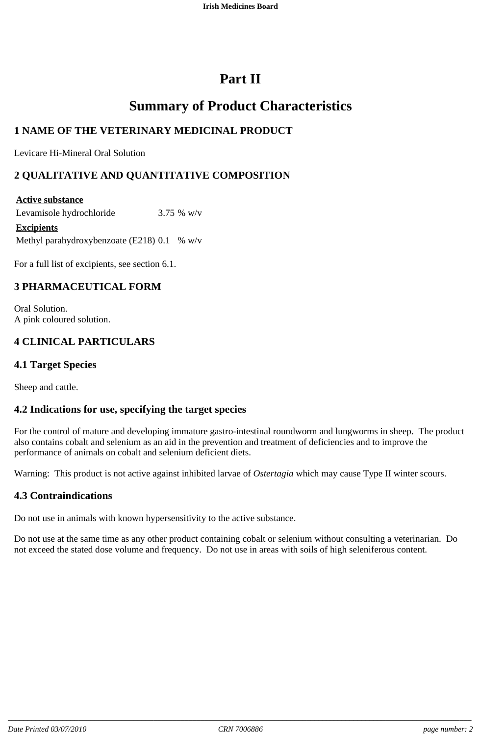# Part II

# Summary of Product Characteristics

## 1 NAME OF THE VETERINARY MEDICINAL PRODUCT

Levicare Hi-Mineral Oral Solution

## 2 QUALITATIVE AND QUANTITATIVE COMPOSITION

| | | |
|---|---|---|
| **Active substance** | | |
| Levamisole hydrochloride | 3.75 | % w/v |
| **Excipients** | | |
| Methyl parahydroxybenzoate (E218) | 0.1 | % w/v |

For a full list of excipients, see section 6.1.

## 3 PHARMACEUTICAL FORM

Oral Solution.
A pink coloured solution.

## 4 CLINICAL PARTICULARS

### 4.1 Target Species

Sheep and cattle.

### 4.2 Indications for use, specifying the target species

For the control of mature and developing immature gastro-intestinal roundworm and lungworms in sheep. The product also contains cobalt and selenium as an aid in the prevention and treatment of deficiencies and to improve the performance of animals on cobalt and selenium deficient diets.

Warning: This product is not active against inhibited larvae of *Ostertagia* which may cause Type II winter scours.

### 4.3 Contraindications

Do not use in animals with known hypersensitivity to the active substance.

Do not use at the same time as any other product containing cobalt or selenium without consulting a veterinarian. Do not exceed the stated dose volume and frequency. Do not use in areas with soils of high seleniferous content.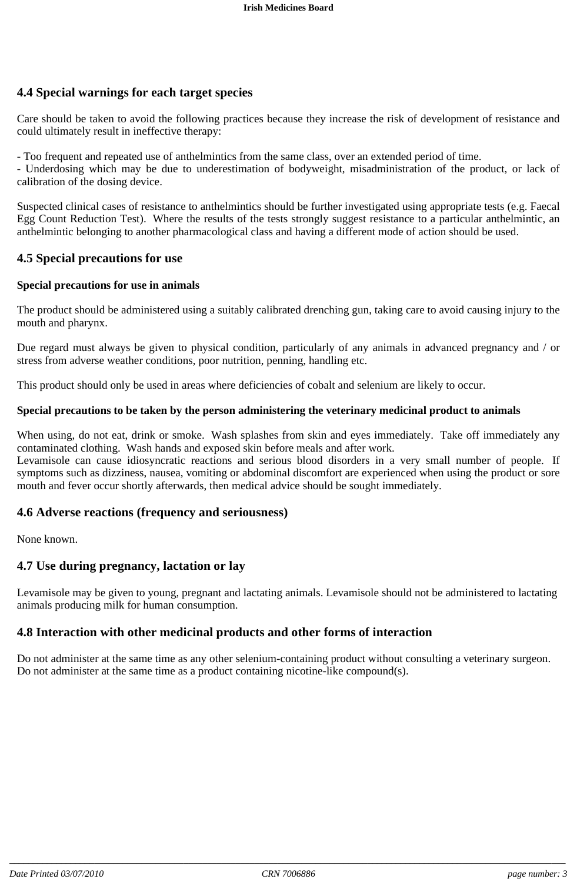## 4.4 Special warnings for each target species

Care should be taken to avoid the following practices because they increase the risk of development of resistance and could ultimately result in ineffective therapy:

- Too frequent and repeated use of anthelmintics from the same class, over an extended period of time.
- Underdosing which may be due to underestimation of bodyweight, misadministration of the product, or lack of calibration of the dosing device.

Suspected clinical cases of resistance to anthelmintics should be further investigated using appropriate tests (e.g. Faecal Egg Count Reduction Test). Where the results of the tests strongly suggest resistance to a particular anthelmintic, an anthelmintic belonging to another pharmacological class and having a different mode of action should be used.

## 4.5 Special precautions for use

### Special precautions for use in animals

The product should be administered using a suitably calibrated drenching gun, taking care to avoid causing injury to the mouth and pharynx.

Due regard must always be given to physical condition, particularly of any animals in advanced pregnancy and / or stress from adverse weather conditions, poor nutrition, penning, handling etc.

This product should only be used in areas where deficiencies of cobalt and selenium are likely to occur.

### Special precautions to be taken by the person administering the veterinary medicinal product to animals

When using, do not eat, drink or smoke. Wash splashes from skin and eyes immediately. Take off immediately any contaminated clothing. Wash hands and exposed skin before meals and after work.
Levamisole can cause idiosyncratic reactions and serious blood disorders in a very small number of people. If symptoms such as dizziness, nausea, vomiting or abdominal discomfort are experienced when using the product or sore mouth and fever occur shortly afterwards, then medical advice should be sought immediately.

## 4.6 Adverse reactions (frequency and seriousness)

None known.

## 4.7 Use during pregnancy, lactation or lay

Levamisole may be given to young, pregnant and lactating animals. Levamisole should not be administered to lactating animals producing milk for human consumption.

## 4.8 Interaction with other medicinal products and other forms of interaction

Do not administer at the same time as any other selenium-containing product without consulting a veterinary surgeon.
Do not administer at the same time as a product containing nicotine-like compound(s).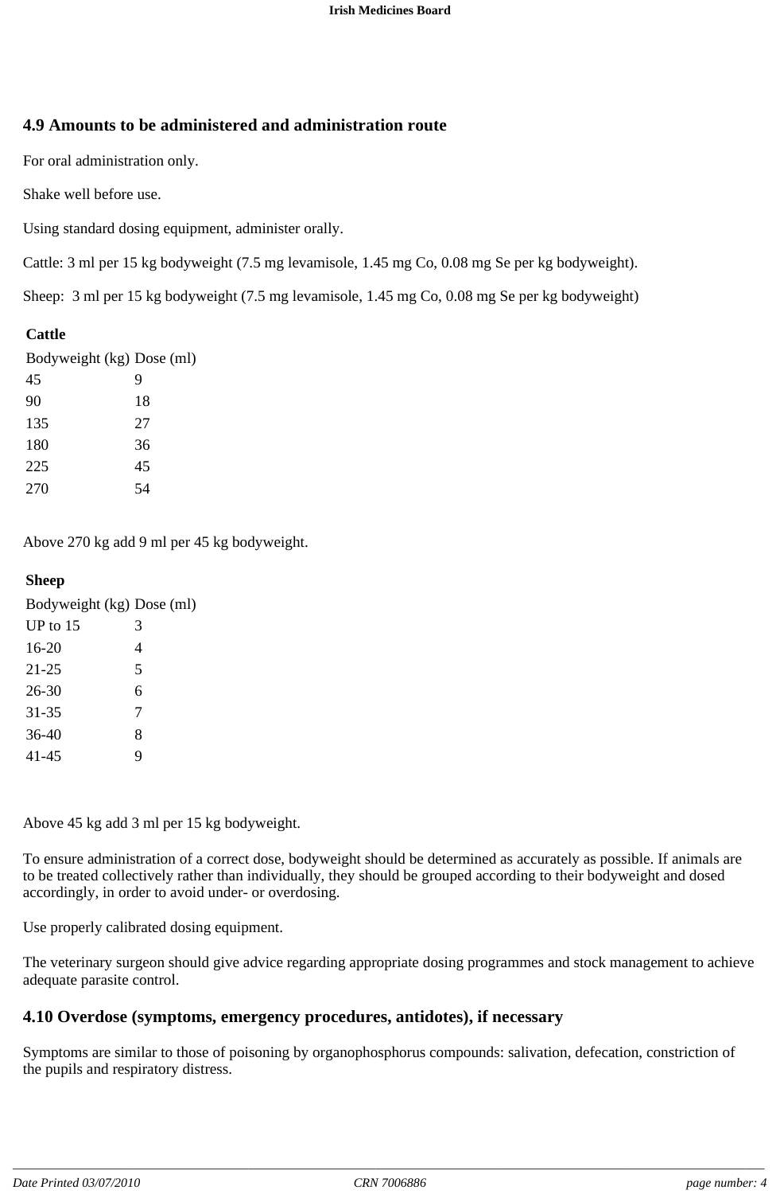## 4.9 Amounts to be administered and administration route

For oral administration only.

Shake well before use.

Using standard dosing equipment, administer orally.

Cattle: 3 ml per 15 kg bodyweight (7.5 mg levamisole, 1.45 mg Co, 0.08 mg Se per kg bodyweight).

Sheep: 3 ml per 15 kg bodyweight (7.5 mg levamisole, 1.45 mg Co, 0.08 mg Se per kg bodyweight)

**Cattle**

| Bodyweight (kg) | Dose (ml) |
|---|---|
| 45 | 9 |
| 90 | 18 |
| 135 | 27 |
| 180 | 36 |
| 225 | 45 |
| 270 | 54 |

Above 270 kg add 9 ml per 45 kg bodyweight.

**Sheep**

| Bodyweight (kg) | Dose (ml) |
|---|---|
| UP to 15 | 3 |
| 16-20 | 4 |
| 21-25 | 5 |
| 26-30 | 6 |
| 31-35 | 7 |
| 36-40 | 8 |
| 41-45 | 9 |

Above 45 kg add 3 ml per 15 kg bodyweight.

To ensure administration of a correct dose, bodyweight should be determined as accurately as possible. If animals are to be treated collectively rather than individually, they should be grouped according to their bodyweight and dosed accordingly, in order to avoid under- or overdosing.

Use properly calibrated dosing equipment.

The veterinary surgeon should give advice regarding appropriate dosing programmes and stock management to achieve adequate parasite control.

## 4.10 Overdose (symptoms, emergency procedures, antidotes), if necessary

Symptoms are similar to those of poisoning by organophosphorus compounds: salivation, defecation, constriction of the pupils and respiratory distress.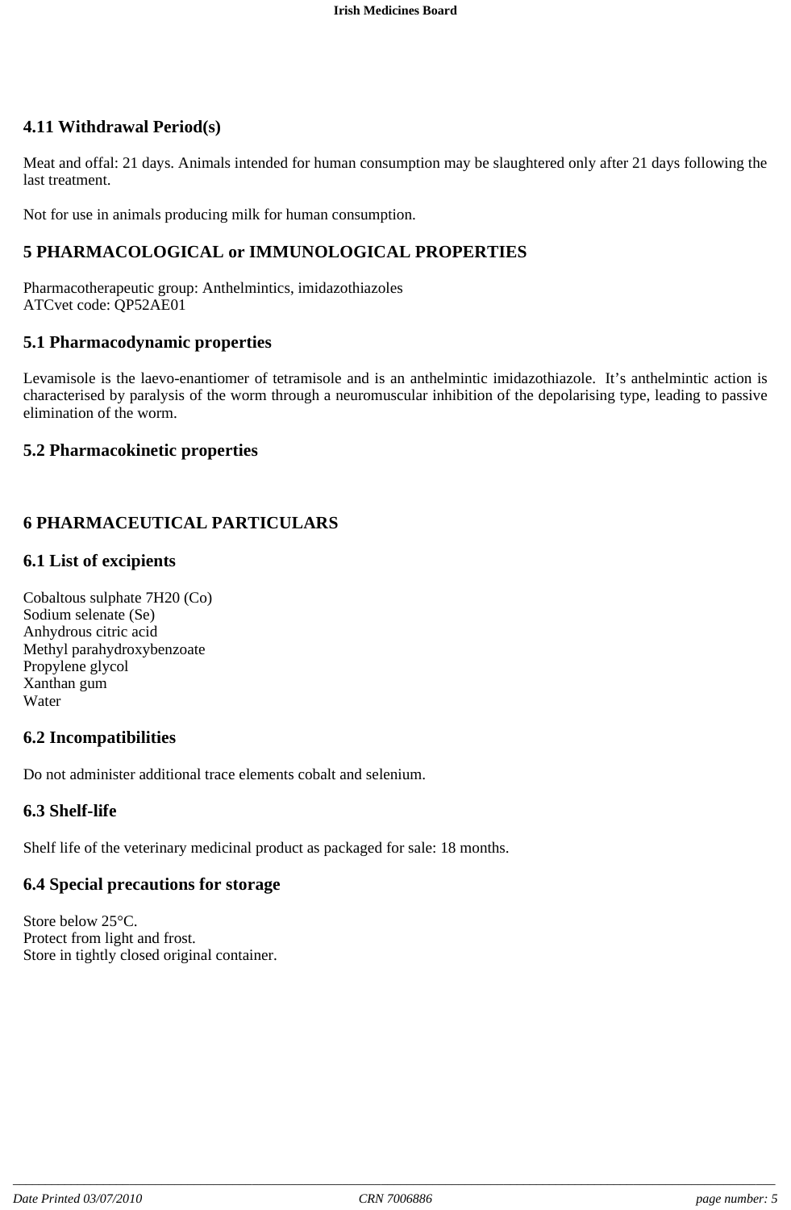## 4.11 Withdrawal Period(s)

Meat and offal: 21 days. Animals intended for human consumption may be slaughtered only after 21 days following the last treatment.

Not for use in animals producing milk for human consumption.

# 5 PHARMACOLOGICAL or IMMUNOLOGICAL PROPERTIES

Pharmacotherapeutic group: Anthelmintics, imidazothiazoles
ATCvet code: QP52AE01

## 5.1 Pharmacodynamic properties

Levamisole is the laevo-enantiomer of tetramisole and is an anthelmintic imidazothiazole. It's anthelmintic action is characterised by paralysis of the worm through a neuromuscular inhibition of the depolarising type, leading to passive elimination of the worm.

## 5.2 Pharmacokinetic properties

# 6 PHARMACEUTICAL PARTICULARS

## 6.1 List of excipients

Cobaltous sulphate 7H20 (Co)
Sodium selenate (Se)
Anhydrous citric acid
Methyl parahydroxybenzoate
Propylene glycol
Xanthan gum
Water

## 6.2 Incompatibilities

Do not administer additional trace elements cobalt and selenium.

## 6.3 Shelf-life

Shelf life of the veterinary medicinal product as packaged for sale: 18 months.

## 6.4 Special precautions for storage

Store below 25°C.
Protect from light and frost.
Store in tightly closed original container.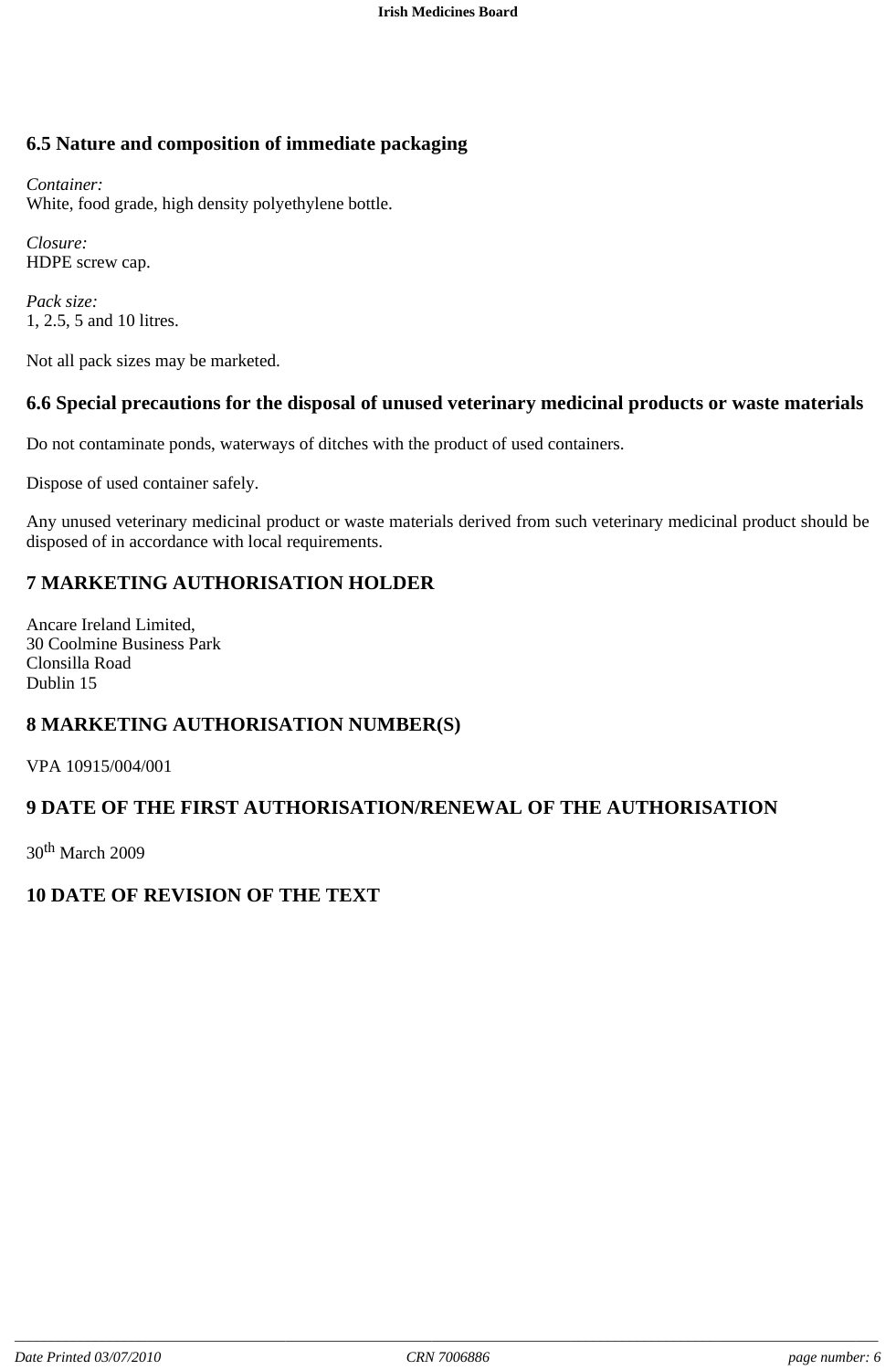## 6.5 Nature and composition of immediate packaging

*Container:*
White, food grade, high density polyethylene bottle.

*Closure:*
HDPE screw cap.

*Pack size:*
1, 2.5, 5 and 10 litres.

Not all pack sizes may be marketed.

## 6.6 Special precautions for the disposal of unused veterinary medicinal products or waste materials

Do not contaminate ponds, waterways of ditches with the product of used containers.

Dispose of used container safely.

Any unused veterinary medicinal product or waste materials derived from such veterinary medicinal product should be disposed of in accordance with local requirements.

## 7 MARKETING AUTHORISATION HOLDER

Ancare Ireland Limited,
30 Coolmine Business Park
Clonsilla Road
Dublin 15

## 8 MARKETING AUTHORISATION NUMBER(S)

VPA 10915/004/001

## 9 DATE OF THE FIRST AUTHORISATION/RENEWAL OF THE AUTHORISATION

30th March 2009

## 10 DATE OF REVISION OF THE TEXT